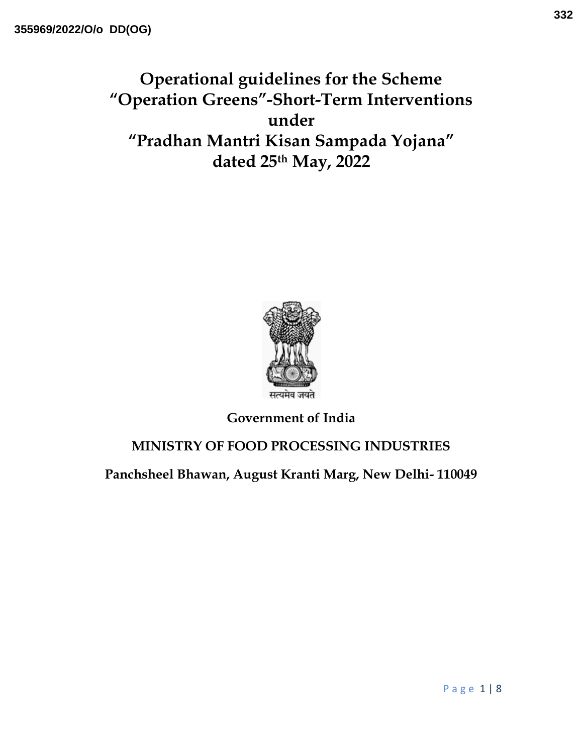# Operational guidelines for the Scheme "Operation Greens"-Short-Term Interventions under "Pradhan Mantri Kisan Sampada Yojana" dated 25th May, 2022

सत्यमेव जयते

**Government of India**

**MINISTRY OF FOOD PROCESSING INDUSTRIES**

**Panchsheel Bhawan, August Kranti Marg, New Delhi- 110049**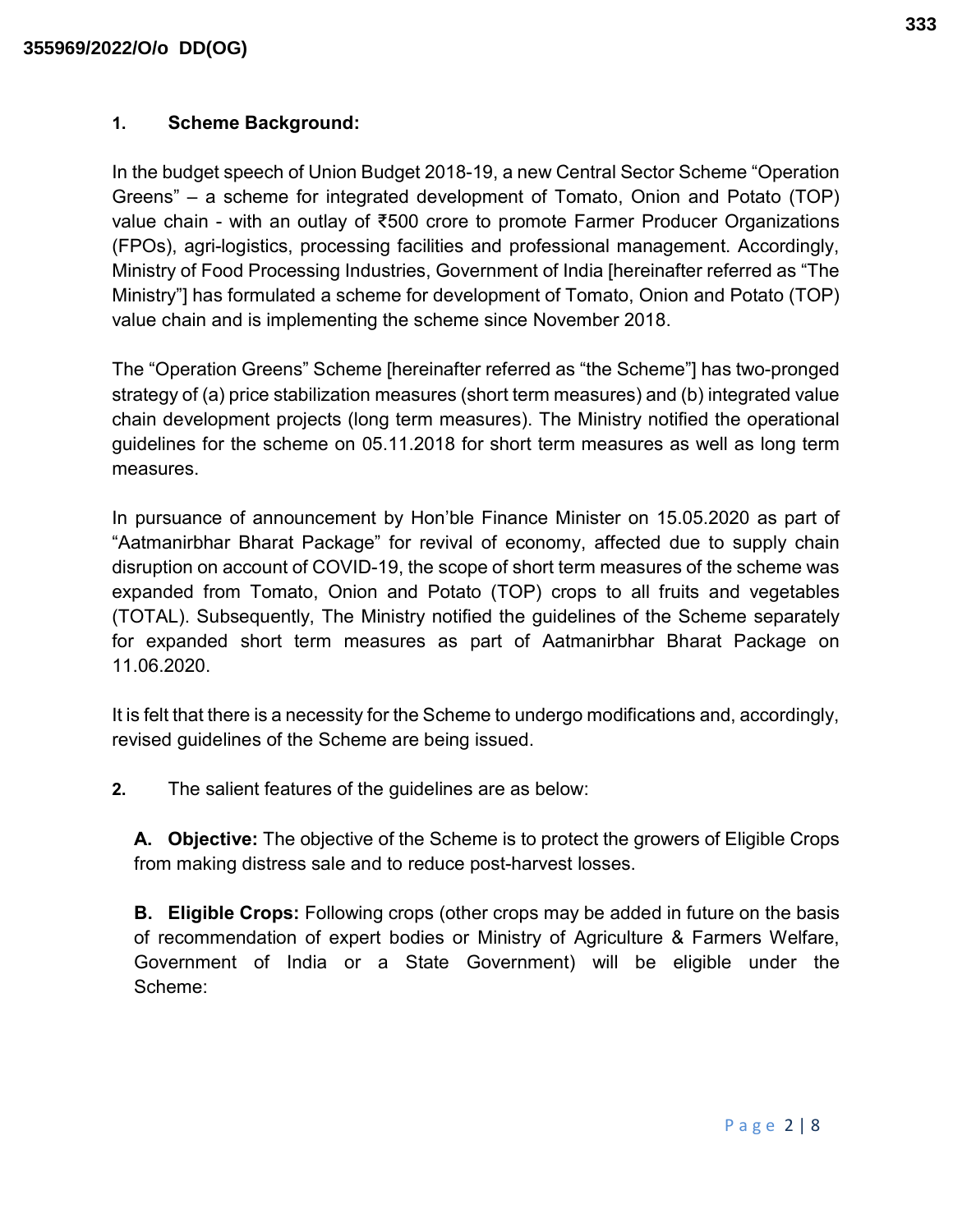**1. Scheme Background:**

In the budget speech of Union Budget 2018-19, a new Central Sector Scheme “Operation Greens” – a scheme for integrated development of Tomato, Onion and Potato (TOP) value chain - with an outlay of ₹500 crore to promote Farmer Producer Organizations (FPOs), agri-logistics, processing facilities and professional management. Accordingly, Ministry of Food Processing Industries, Government of India [hereinafter referred as “The Ministry”] has formulated a scheme for development of Tomato, Onion and Potato (TOP) value chain and is implementing the scheme since November 2018.

The “Operation Greens” Scheme [hereinafter referred as “the Scheme”] has two-pronged strategy of (a) price stabilization measures (short term measures) and (b) integrated value chain development projects (long term measures). The Ministry notified the operational guidelines for the scheme on 05.11.2018 for short term measures as well as long term measures.

In pursuance of announcement by Hon’ble Finance Minister on 15.05.2020 as part of “Aatmanirbhar Bharat Package” for revival of economy, affected due to supply chain disruption on account of COVID-19, the scope of short term measures of the scheme was expanded from Tomato, Onion and Potato (TOP) crops to all fruits and vegetables (TOTAL). Subsequently, The Ministry notified the guidelines of the Scheme separately for expanded short term measures as part of Aatmanirbhar Bharat Package on 11.06.2020.

It is felt that there is a necessity for the Scheme to undergo modifications and, accordingly, revised guidelines of the Scheme are being issued.

**2.** The salient features of the guidelines are as below:

**A. Objective:** The objective of the Scheme is to protect the growers of Eligible Crops from making distress sale and to reduce post-harvest losses.

**B. Eligible Crops:** Following crops (other crops may be added in future on the basis of recommendation of expert bodies or Ministry of Agriculture & Farmers Welfare, Government of India or a State Government) will be eligible under the Scheme: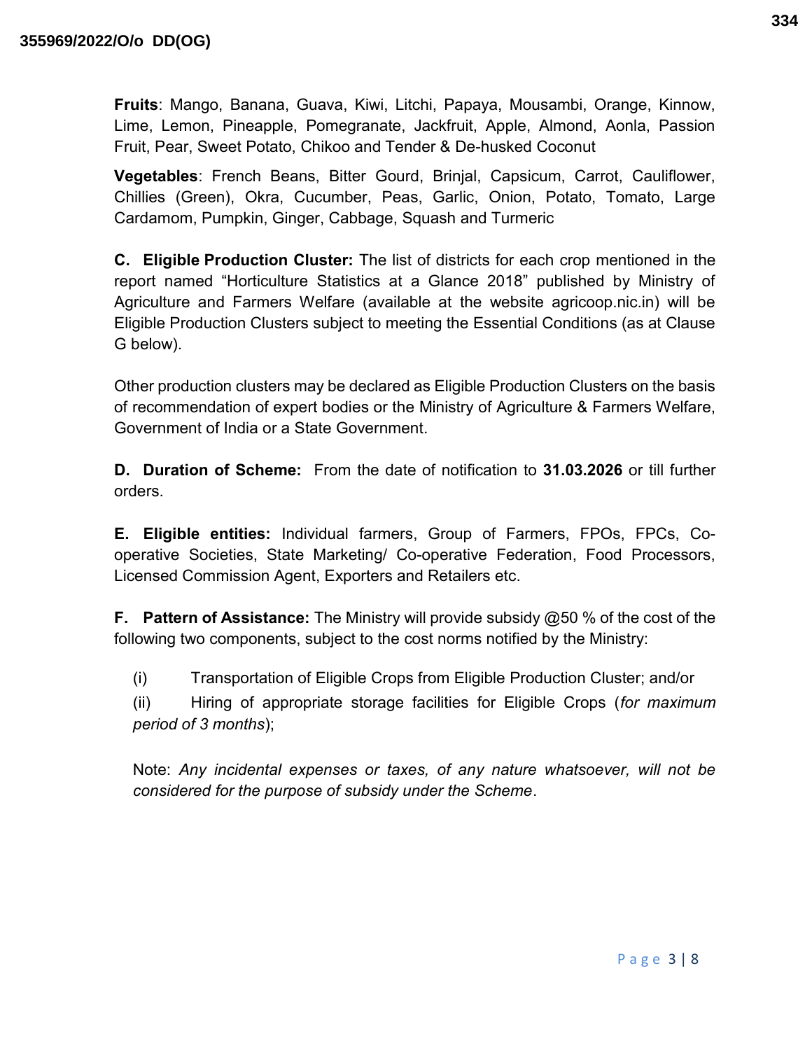**Fruits**: Mango, Banana, Guava, Kiwi, Litchi, Papaya, Mousambi, Orange, Kinnow, Lime, Lemon, Pineapple, Pomegranate, Jackfruit, Apple, Almond, Aonla, Passion Fruit, Pear, Sweet Potato, Chikoo and Tender & De-husked Coconut

**Vegetables**: French Beans, Bitter Gourd, Brinjal, Capsicum, Carrot, Cauliflower, Chillies (Green), Okra, Cucumber, Peas, Garlic, Onion, Potato, Tomato, Large Cardamom, Pumpkin, Ginger, Cabbage, Squash and Turmeric

**C. Eligible Production Cluster:** The list of districts for each crop mentioned in the report named "Horticulture Statistics at a Glance 2018" published by Ministry of Agriculture and Farmers Welfare (available at the website agricoop.nic.in) will be Eligible Production Clusters subject to meeting the Essential Conditions (as at Clause G below).

Other production clusters may be declared as Eligible Production Clusters on the basis of recommendation of expert bodies or the Ministry of Agriculture & Farmers Welfare, Government of India or a State Government.

**D. Duration of Scheme:** From the date of notification to **31.03.2026** or till further orders.

**E. Eligible entities:** Individual farmers, Group of Farmers, FPOs, FPCs, Co-operative Societies, State Marketing/ Co-operative Federation, Food Processors, Licensed Commission Agent, Exporters and Retailers etc.

**F. Pattern of Assistance:** The Ministry will provide subsidy @50 % of the cost of the following two components, subject to the cost norms notified by the Ministry:

(i) Transportation of Eligible Crops from Eligible Production Cluster; and/or

(ii) Hiring of appropriate storage facilities for Eligible Crops (*for maximum period of 3 months*);

Note: *Any incidental expenses or taxes, of any nature whatsoever, will not be considered for the purpose of subsidy under the Scheme*.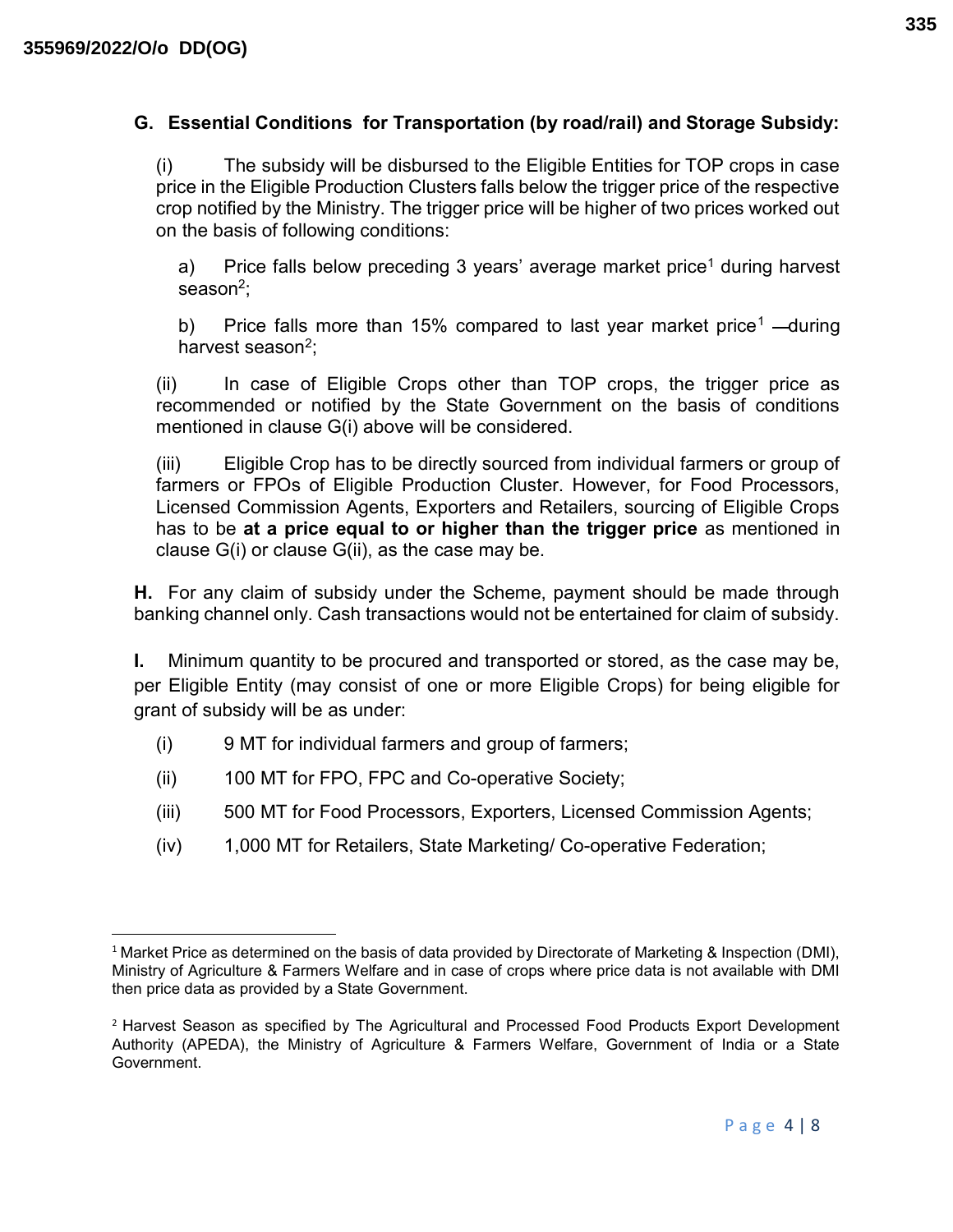**G. Essential Conditions for Transportation (by road/rail) and Storage Subsidy:**

(i) The subsidy will be disbursed to the Eligible Entities for TOP crops in case price in the Eligible Production Clusters falls below the trigger price of the respective crop notified by the Ministry. The trigger price will be higher of two prices worked out on the basis of following conditions:

a) Price falls below preceding 3 years' average market price[1] during harvest season[2];

b) Price falls more than 15% compared to last year market price[1] —during harvest season[2];

(ii) In case of Eligible Crops other than TOP crops, the trigger price as recommended or notified by the State Government on the basis of conditions mentioned in clause G(i) above will be considered.

(iii) Eligible Crop has to be directly sourced from individual farmers or group of farmers or FPOs of Eligible Production Cluster. However, for Food Processors, Licensed Commission Agents, Exporters and Retailers, sourcing of Eligible Crops has to be **at a price equal to or higher than the trigger price** as mentioned in clause G(i) or clause G(ii), as the case may be.

**H.** For any claim of subsidy under the Scheme, payment should be made through banking channel only. Cash transactions would not be entertained for claim of subsidy.

**I.** Minimum quantity to be procured and transported or stored, as the case may be, per Eligible Entity (may consist of one or more Eligible Crops) for being eligible for grant of subsidy will be as under:

(i) 9 MT for individual farmers and group of farmers;

(ii) 100 MT for FPO, FPC and Co-operative Society;

(iii) 500 MT for Food Processors, Exporters, Licensed Commission Agents;

(iv) 1,000 MT for Retailers, State Marketing/ Co-operative Federation;

---

[1] Market Price as determined on the basis of data provided by Directorate of Marketing & Inspection (DMI), Ministry of Agriculture & Farmers Welfare and in case of crops where price data is not available with DMI then price data as provided by a State Government.

[2] Harvest Season as specified by The Agricultural and Processed Food Products Export Development Authority (APEDA), the Ministry of Agriculture & Farmers Welfare, Government of India or a State Government.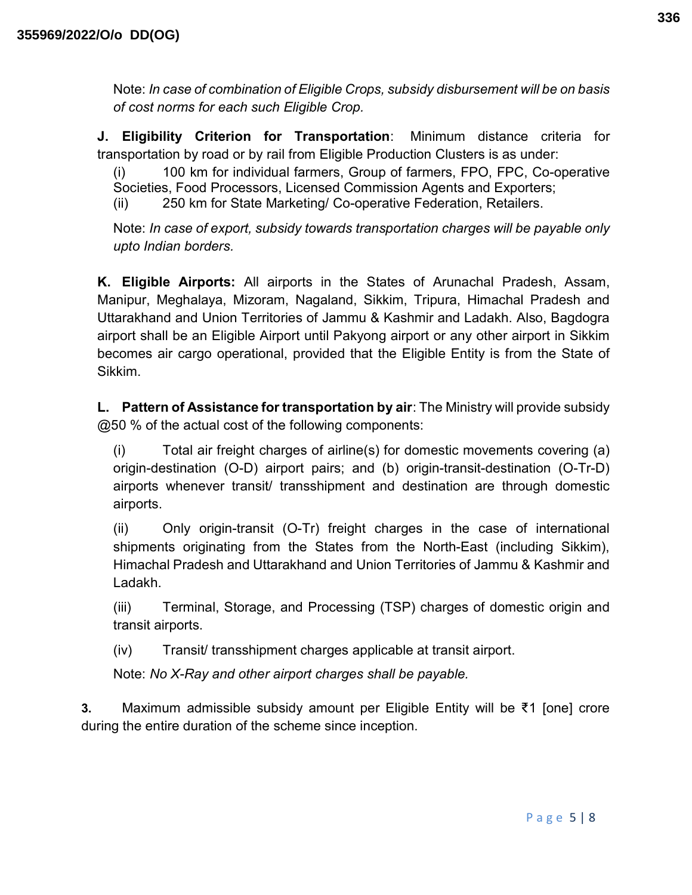Note: *In case of combination of Eligible Crops, subsidy disbursement will be on basis of cost norms for each such Eligible Crop.*

**J. Eligibility Criterion for Transportation**: Minimum distance criteria for transportation by road or by rail from Eligible Production Clusters is as under:

(i) 100 km for individual farmers, Group of farmers, FPO, FPC, Co-operative Societies, Food Processors, Licensed Commission Agents and Exporters;

(ii) 250 km for State Marketing/ Co-operative Federation, Retailers.

Note: *In case of export, subsidy towards transportation charges will be payable only upto Indian borders.*

**K. Eligible Airports:** All airports in the States of Arunachal Pradesh, Assam, Manipur, Meghalaya, Mizoram, Nagaland, Sikkim, Tripura, Himachal Pradesh and Uttarakhand and Union Territories of Jammu & Kashmir and Ladakh. Also, Bagdogra airport shall be an Eligible Airport until Pakyong airport or any other airport in Sikkim becomes air cargo operational, provided that the Eligible Entity is from the State of Sikkim.

**L. Pattern of Assistance for transportation by air**: The Ministry will provide subsidy @50 % of the actual cost of the following components:

(i) Total air freight charges of airline(s) for domestic movements covering (a) origin-destination (O-D) airport pairs; and (b) origin-transit-destination (O-Tr-D) airports whenever transit/ transshipment and destination are through domestic airports.

(ii) Only origin-transit (O-Tr) freight charges in the case of international shipments originating from the States from the North-East (including Sikkim), Himachal Pradesh and Uttarakhand and Union Territories of Jammu & Kashmir and Ladakh.

(iii) Terminal, Storage, and Processing (TSP) charges of domestic origin and transit airports.

(iv) Transit/ transshipment charges applicable at transit airport.

Note: *No X-Ray and other airport charges shall be payable.*

**3.** Maximum admissible subsidy amount per Eligible Entity will be ₹1 [one] crore during the entire duration of the scheme since inception.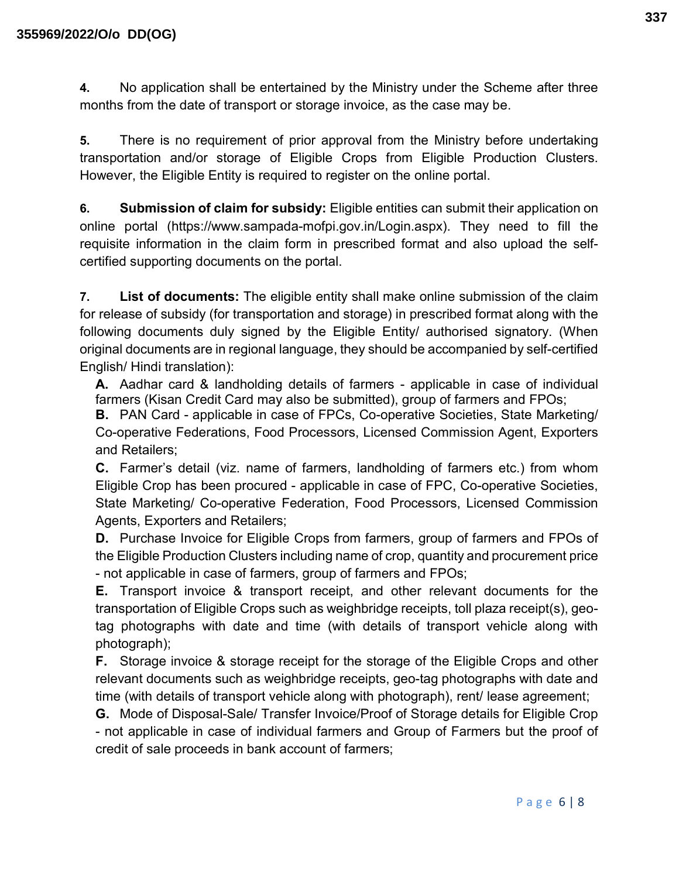**4.** No application shall be entertained by the Ministry under the Scheme after three months from the date of transport or storage invoice, as the case may be.

**5.** There is no requirement of prior approval from the Ministry before undertaking transportation and/or storage of Eligible Crops from Eligible Production Clusters. However, the Eligible Entity is required to register on the online portal.

**6. Submission of claim for subsidy:** Eligible entities can submit their application on online portal (https://www.sampada-mofpi.gov.in/Login.aspx). They need to fill the requisite information in the claim form in prescribed format and also upload the self-certified supporting documents on the portal.

**7. List of documents:** The eligible entity shall make online submission of the claim for release of subsidy (for transportation and storage) in prescribed format along with the following documents duly signed by the Eligible Entity/ authorised signatory. (When original documents are in regional language, they should be accompanied by self-certified English/ Hindi translation):

**A.** Aadhar card & landholding details of farmers - applicable in case of individual farmers (Kisan Credit Card may also be submitted), group of farmers and FPOs;

**B.** PAN Card - applicable in case of FPCs, Co-operative Societies, State Marketing/ Co-operative Federations, Food Processors, Licensed Commission Agent, Exporters and Retailers;

**C.** Farmer's detail (viz. name of farmers, landholding of farmers etc.) from whom Eligible Crop has been procured - applicable in case of FPC, Co-operative Societies, State Marketing/ Co-operative Federation, Food Processors, Licensed Commission Agents, Exporters and Retailers;

**D.** Purchase Invoice for Eligible Crops from farmers, group of farmers and FPOs of the Eligible Production Clusters including name of crop, quantity and procurement price - not applicable in case of farmers, group of farmers and FPOs;

**E.** Transport invoice & transport receipt, and other relevant documents for the transportation of Eligible Crops such as weighbridge receipts, toll plaza receipt(s), geo-tag photographs with date and time (with details of transport vehicle along with photograph);

**F.** Storage invoice & storage receipt for the storage of the Eligible Crops and other relevant documents such as weighbridge receipts, geo-tag photographs with date and time (with details of transport vehicle along with photograph), rent/ lease agreement;

**G.** Mode of Disposal-Sale/ Transfer Invoice/Proof of Storage details for Eligible Crop - not applicable in case of individual farmers and Group of Farmers but the proof of credit of sale proceeds in bank account of farmers;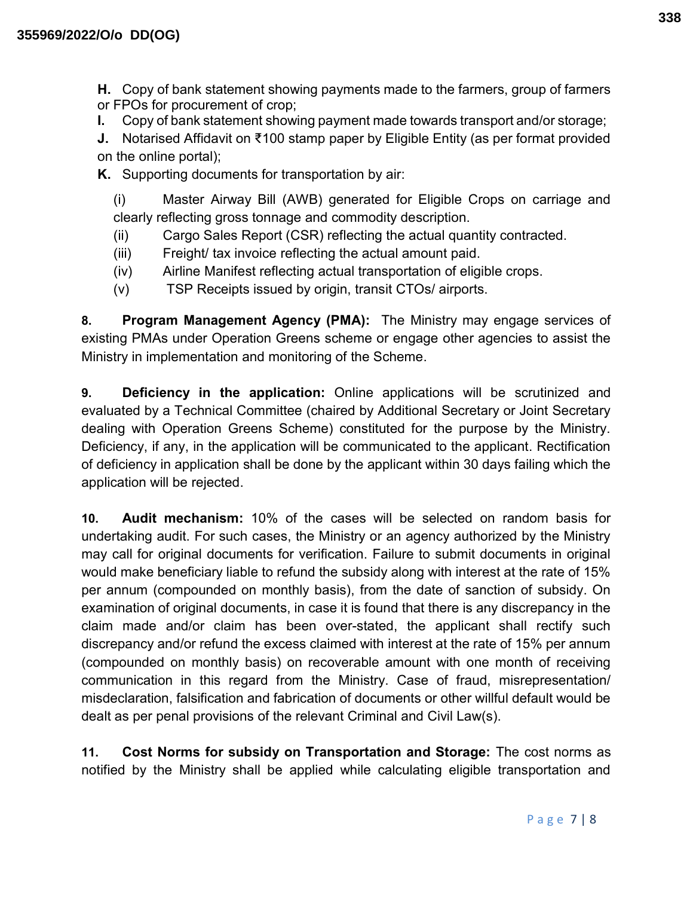**H.** Copy of bank statement showing payments made to the farmers, group of farmers or FPOs for procurement of crop;

**I.** Copy of bank statement showing payment made towards transport and/or storage;

**J.** Notarised Affidavit on ₹100 stamp paper by Eligible Entity (as per format provided on the online portal);

**K.** Supporting documents for transportation by air:

(i) Master Airway Bill (AWB) generated for Eligible Crops on carriage and clearly reflecting gross tonnage and commodity description.

(ii) Cargo Sales Report (CSR) reflecting the actual quantity contracted.

(iii) Freight/ tax invoice reflecting the actual amount paid.

(iv) Airline Manifest reflecting actual transportation of eligible crops.

(v) TSP Receipts issued by origin, transit CTOs/ airports.

**8. Program Management Agency (PMA):** The Ministry may engage services of existing PMAs under Operation Greens scheme or engage other agencies to assist the Ministry in implementation and monitoring of the Scheme.

**9. Deficiency in the application:** Online applications will be scrutinized and evaluated by a Technical Committee (chaired by Additional Secretary or Joint Secretary dealing with Operation Greens Scheme) constituted for the purpose by the Ministry. Deficiency, if any, in the application will be communicated to the applicant. Rectification of deficiency in application shall be done by the applicant within 30 days failing which the application will be rejected.

**10. Audit mechanism:** 10% of the cases will be selected on random basis for undertaking audit. For such cases, the Ministry or an agency authorized by the Ministry may call for original documents for verification. Failure to submit documents in original would make beneficiary liable to refund the subsidy along with interest at the rate of 15% per annum (compounded on monthly basis), from the date of sanction of subsidy. On examination of original documents, in case it is found that there is any discrepancy in the claim made and/or claim has been over-stated, the applicant shall rectify such discrepancy and/or refund the excess claimed with interest at the rate of 15% per annum (compounded on monthly basis) on recoverable amount with one month of receiving communication in this regard from the Ministry. Case of fraud, misrepresentation/ misdeclaration, falsification and fabrication of documents or other willful default would be dealt as per penal provisions of the relevant Criminal and Civil Law(s).

**11. Cost Norms for subsidy on Transportation and Storage:** The cost norms as notified by the Ministry shall be applied while calculating eligible transportation and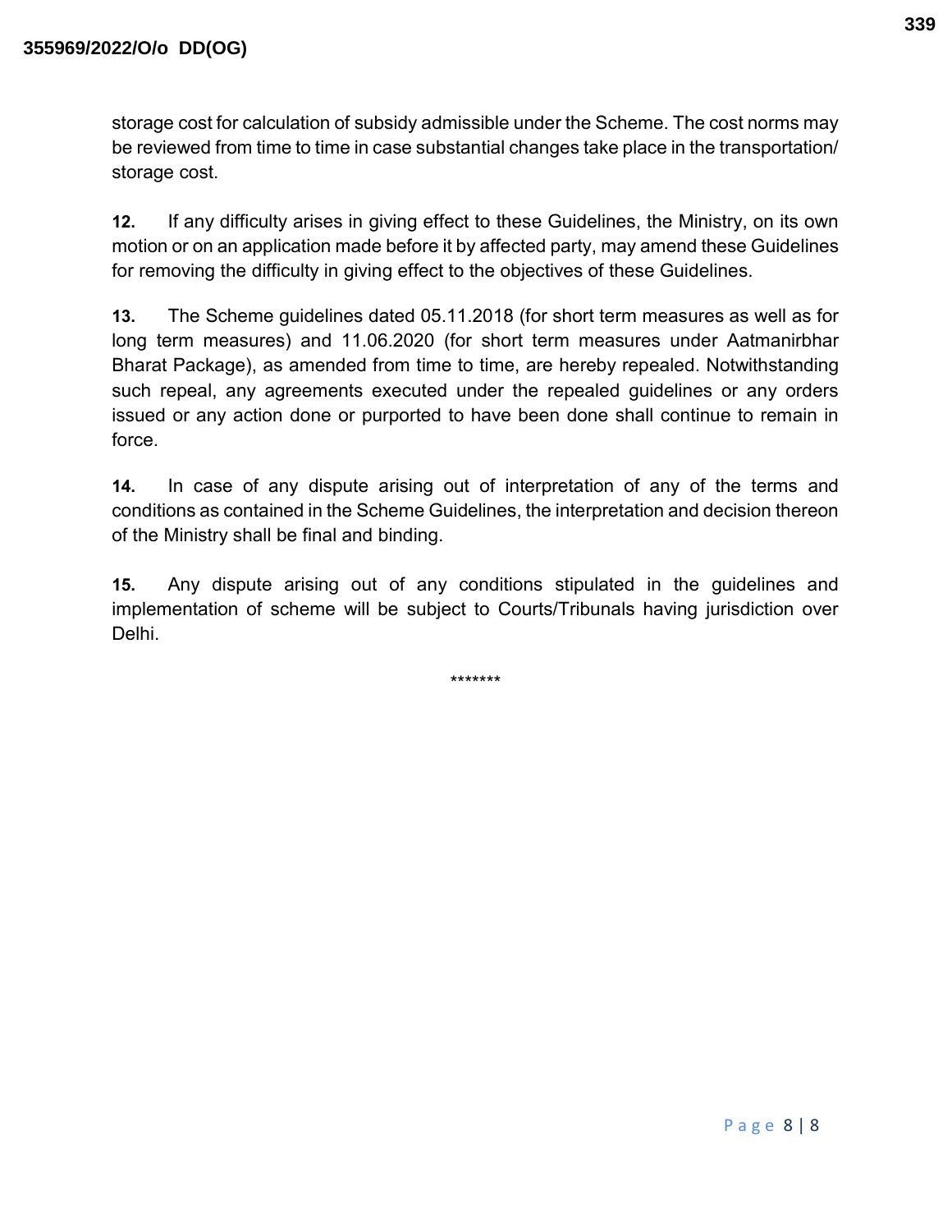storage cost for calculation of subsidy admissible under the Scheme. The cost norms may be reviewed from time to time in case substantial changes take place in the transportation/ storage cost.

**12.** If any difficulty arises in giving effect to these Guidelines, the Ministry, on its own motion or on an application made before it by affected party, may amend these Guidelines for removing the difficulty in giving effect to the objectives of these Guidelines.

**13.** The Scheme guidelines dated 05.11.2018 (for short term measures as well as for long term measures) and 11.06.2020 (for short term measures under Aatmanirbhar Bharat Package), as amended from time to time, are hereby repealed. Notwithstanding such repeal, any agreements executed under the repealed guidelines or any orders issued or any action done or purported to have been done shall continue to remain in force.

**14.** In case of any dispute arising out of interpretation of any of the terms and conditions as contained in the Scheme Guidelines, the interpretation and decision thereon of the Ministry shall be final and binding.

**15.** Any dispute arising out of any conditions stipulated in the guidelines and implementation of scheme will be subject to Courts/Tribunals having jurisdiction over Delhi.

*******